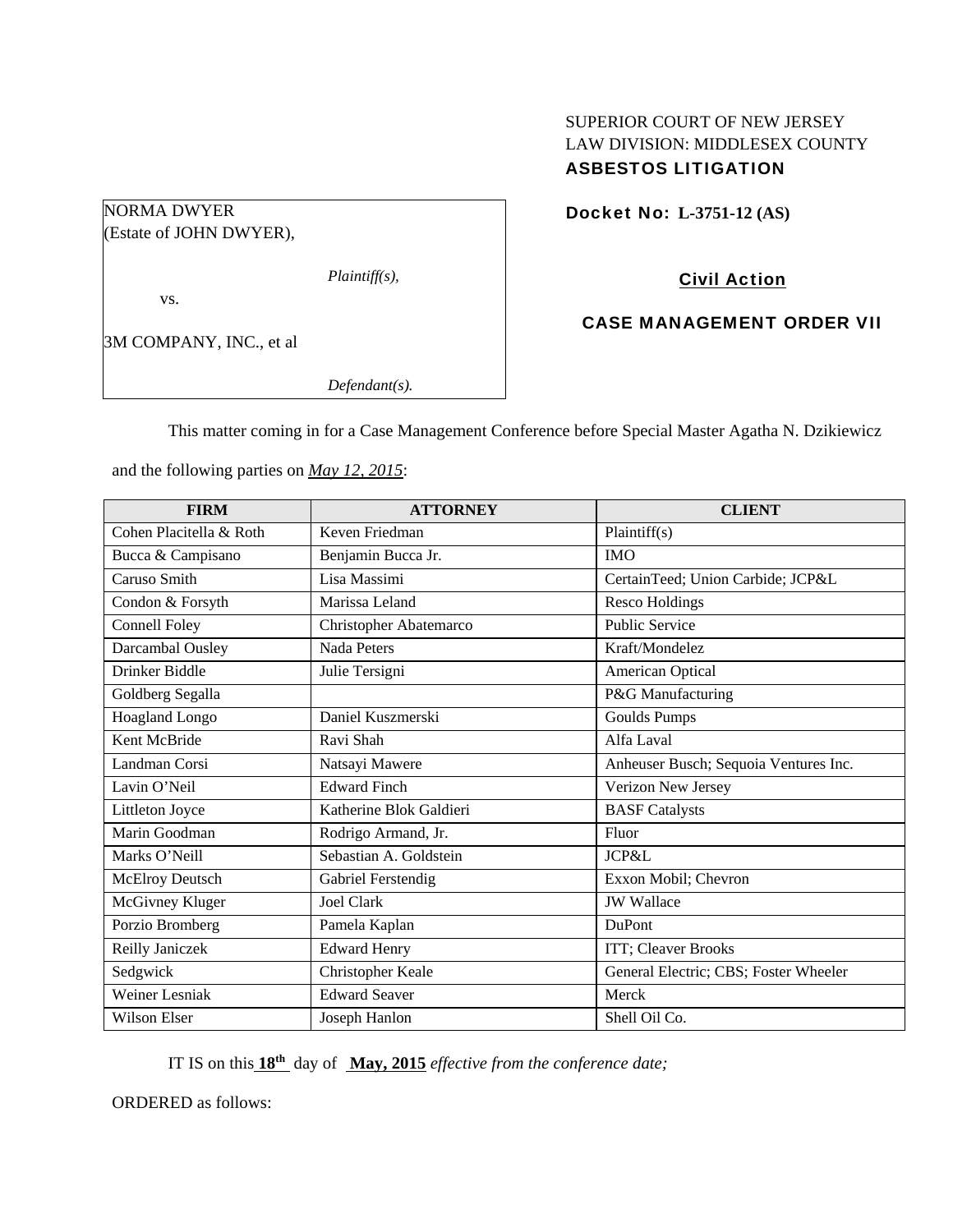SUPERIOR COURT OF NEW JERSEY
LAW DIVISION: MIDDLESEX COUNTY
**ASBESTOS LITIGATION**

NORMA DWYER
(Estate of JOHN DWYER),

*Plaintiff(s),*

vs.

3M COMPANY, INC., et al

*Defendant(s).*

**Docket No: L-3751-12 (AS)**

**Civil Action**

**CASE MANAGEMENT ORDER VII**

This matter coming in for a Case Management Conference before Special Master Agatha N. Dzikiewicz and the following parties on ***May 12, 2015***:

| FIRM | ATTORNEY | CLIENT |
|---|---|---|
| Cohen Placitella & Roth | Keven Friedman | Plaintiff(s) |
| Bucca & Campisano | Benjamin Bucca Jr. | IMO |
| Caruso Smith | Lisa Massimi | CertainTeed; Union Carbide; JCP&L |
| Condon & Forsyth | Marissa Leland | Resco Holdings |
| Connell Foley | Christopher Abatemarco | Public Service |
| Darcambal Ousley | Nada Peters | Kraft/Mondelez |
| Drinker Biddle | Julie Tersigni | American Optical |
| Goldberg Segalla | | P&G Manufacturing |
| Hoagland Longo | Daniel Kuszmerski | Goulds Pumps |
| Kent McBride | Ravi Shah | Alfa Laval |
| Landman Corsi | Natsayi Mawere | Anheuser Busch; Sequoia Ventures Inc. |
| Lavin O'Neil | Edward Finch | Verizon New Jersey |
| Littleton Joyce | Katherine Blok Galdieri | BASF Catalysts |
| Marin Goodman | Rodrigo Armand, Jr. | Fluor |
| Marks O'Neill | Sebastian A. Goldstein | JCP&L |
| McElroy Deutsch | Gabriel Ferstendig | Exxon Mobil; Chevron |
| McGivney Kluger | Joel Clark | JW Wallace |
| Porzio Bromberg | Pamela Kaplan | DuPont |
| Reilly Janiczek | Edward Henry | ITT; Cleaver Brooks |
| Sedgwick | Christopher Keale | General Electric; CBS; Foster Wheeler |
| Weiner Lesniak | Edward Seaver | Merck |
| Wilson Elser | Joseph Hanlon | Shell Oil Co. |

IT IS on this **18th** day of **May, 2015** *effective from the conference date;*

ORDERED as follows: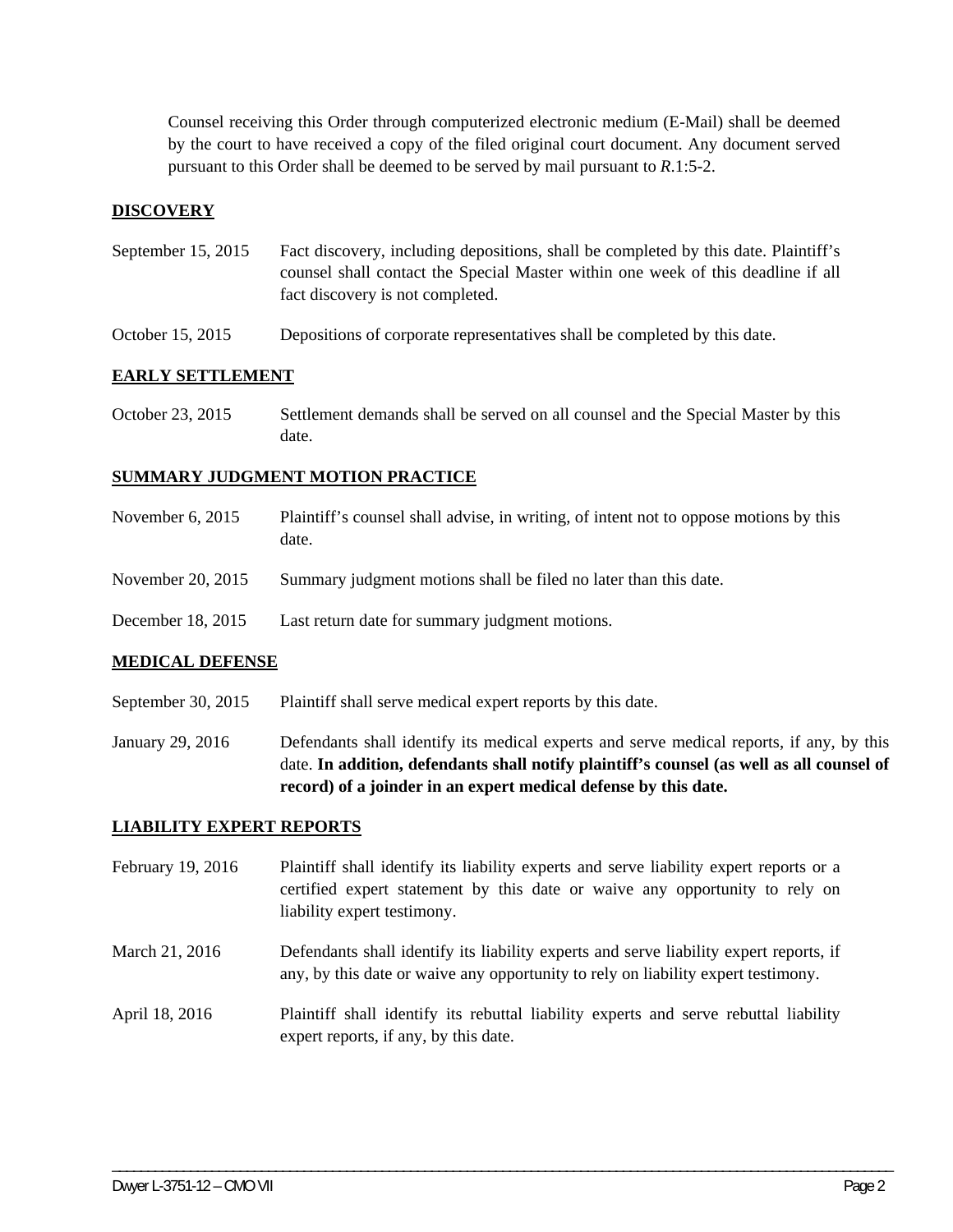Counsel receiving this Order through computerized electronic medium (E-Mail) shall be deemed by the court to have received a copy of the filed original court document. Any document served pursuant to this Order shall be deemed to be served by mail pursuant to *R*.1:5-2.

## DISCOVERY

| | |
|---|---|
| September 15, 2015 | Fact discovery, including depositions, shall be completed by this date. Plaintiff's counsel shall contact the Special Master within one week of this deadline if all fact discovery is not completed. |
| October 15, 2015 | Depositions of corporate representatives shall be completed by this date. |

## EARLY SETTLEMENT

| | |
|---|---|
| October 23, 2015 | Settlement demands shall be served on all counsel and the Special Master by this date. |

## SUMMARY JUDGMENT MOTION PRACTICE

| | |
|---|---|
| November 6, 2015 | Plaintiff's counsel shall advise, in writing, of intent not to oppose motions by this date. |
| November 20, 2015 | Summary judgment motions shall be filed no later than this date. |
| December 18, 2015 | Last return date for summary judgment motions. |

## MEDICAL DEFENSE

| | |
|---|---|
| September 30, 2015 | Plaintiff shall serve medical expert reports by this date. |
| January 29, 2016 | Defendants shall identify its medical experts and serve medical reports, if any, by this date. **In addition, defendants shall notify plaintiff's counsel (as well as all counsel of record) of a joinder in an expert medical defense by this date.** |

## LIABILITY EXPERT REPORTS

| | |
|---|---|
| February 19, 2016 | Plaintiff shall identify its liability experts and serve liability expert reports or a certified expert statement by this date or waive any opportunity to rely on liability expert testimony. |
| March 21, 2016 | Defendants shall identify its liability experts and serve liability expert reports, if any, by this date or waive any opportunity to rely on liability expert testimony. |
| April 18, 2016 | Plaintiff shall identify its rebuttal liability experts and serve rebuttal liability expert reports, if any, by this date. |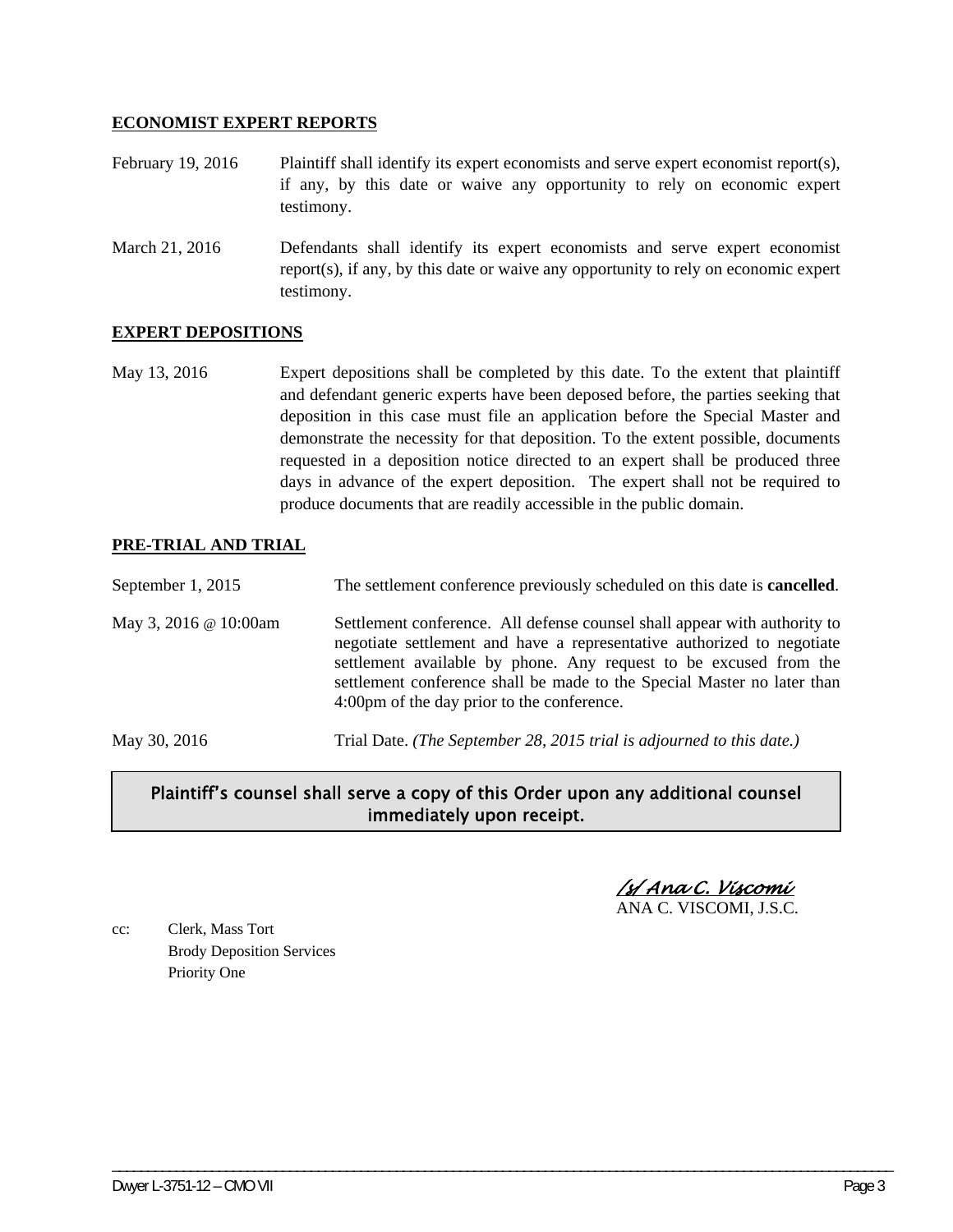**ECONOMIST EXPERT REPORTS**

| | |
|---|---|
| February 19, 2016 | Plaintiff shall identify its expert economists and serve expert economist report(s), if any, by this date or waive any opportunity to rely on economic expert testimony. |
| March 21, 2016 | Defendants shall identify its expert economists and serve expert economist report(s), if any, by this date or waive any opportunity to rely on economic expert testimony. |

**EXPERT DEPOSITIONS**

| | |
|---|---|
| May 13, 2016 | Expert depositions shall be completed by this date. To the extent that plaintiff and defendant generic experts have been deposed before, the parties seeking that deposition in this case must file an application before the Special Master and demonstrate the necessity for that deposition. To the extent possible, documents requested in a deposition notice directed to an expert shall be produced three days in advance of the expert deposition. The expert shall not be required to produce documents that are readily accessible in the public domain. |

**PRE-TRIAL AND TRIAL**

| | |
|---|---|
| September 1, 2015 | The settlement conference previously scheduled on this date is **cancelled**. |
| May 3, 2016 @ 10:00am | Settlement conference. All defense counsel shall appear with authority to negotiate settlement and have a representative authorized to negotiate settlement available by phone. Any request to be excused from the settlement conference shall be made to the Special Master no later than 4:00pm of the day prior to the conference. |
| May 30, 2016 | Trial Date. *(The September 28, 2015 trial is adjourned to this date.)* |

**Plaintiff's counsel shall serve a copy of this Order upon any additional counsel immediately upon receipt.**

*/s/ Ana C. Viscomi*
ANA C. VISCOMI, J.S.C.

cc: Clerk, Mass Tort
Brody Deposition Services
Priority One